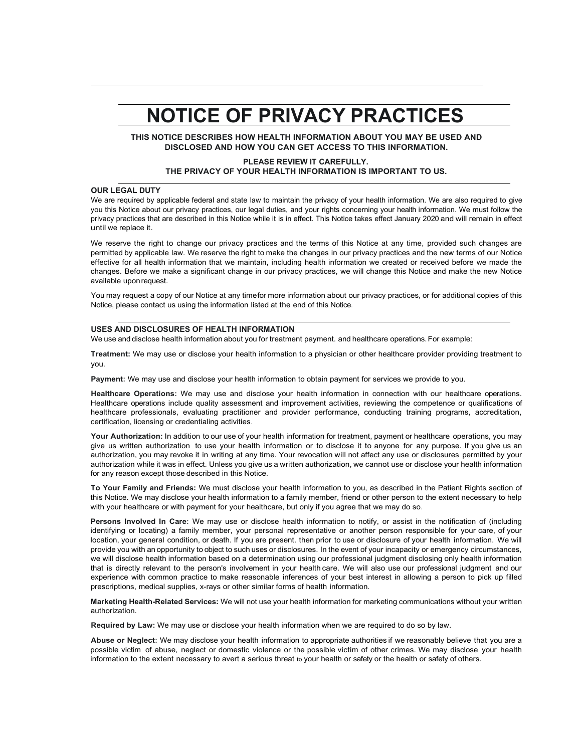# NOTICE OF PRIVACY PRACTICES

**THIS NOTICE DESCRIBES HOW HEALTH INFORMATION ABOUT YOU MAY BE USED AND DISCLOSED AND HOW YOU CAN GET ACCESS TO THIS INFORMATION.**

**PLEASE REVIEW IT CAREFULLY.**
**THE PRIVACY OF YOUR HEALTH INFORMATION IS IMPORTANT TO US.**

### OUR LEGAL DUTY

We are required by applicable federal and state law to maintain the privacy of your health information. We are also required to give you this Notice about our privacy practices, our legal duties, and your rights concerning your health information. We must follow the privacy practices that are described in this Notice while it is in effect. This Notice takes effect January 2020 and will remain in effect until we replace it.

We reserve the right to change our privacy practices and the terms of this Notice at any time, provided such changes are permitted by applicable law. We reserve the right to make the changes in our privacy practices and the new terms of our Notice effective for all health information that we maintain, including health information we created or received before we made the changes. Before we make a significant change in our privacy practices, we will change this Notice and make the new Notice available upon request.

You may request a copy of our Notice at any timefor more information about our privacy practices, or for additional copies of this Notice, please contact us using the information listed at the end of this Notice.

### USES AND DISCLOSURES OF HEALTH INFORMATION

We use and disclose health information about you for treatment payment. and healthcare operations. For example:

**Treatment:** We may use or disclose your health information to a physician or other healthcare provider providing treatment to you.

**Payment:** We may use and disclose your health information to obtain payment for services we provide to you.

**Healthcare Operations:** We may use and disclose your health information in connection with our healthcare operations. Healthcare operations include quality assessment and improvement activities, reviewing the competence or qualifications of healthcare professionals, evaluating practitioner and provider performance, conducting training programs, accreditation, certification, licensing or credentialing activities.

**Your Authorization:** In addition to our use of your health information for treatment, payment or healthcare operations, you may give us written authorization to use your health information or to disclose it to anyone for any purpose. If you give us an authorization, you may revoke it in writing at any time. Your revocation will not affect any use or disclosures permitted by your authorization while it was in effect. Unless you give us a written authorization, we cannot use or disclose your health information for any reason except those described in this Notice.

**To Your Family and Friends:** We must disclose your health information to you, as described in the Patient Rights section of this Notice. We may disclose your health information to a family member, friend or other person to the extent necessary to help with your healthcare or with payment for your healthcare, but only if you agree that we may do so.

**Persons Involved In Care:** We may use or disclose health information to notify, or assist in the notification of (including identifying or locating) a family member, your personal representative or another person responsible for your care, of your location, your general condition, or death. If you are present. then prior to use or disclosure of your health information. We will provide you with an opportunity to object to such uses or disclosures. In the event of your incapacity or emergency circumstances, we will disclose health information based on a determination using our professional judgment disclosing only health information that is directly relevant to the person's involvement in your health care. We will also use our professional judgment and our experience with common practice to make reasonable inferences of your best interest in allowing a person to pick up filled prescriptions, medical supplies, x-rays or other similar forms of health information.

**Marketing Health-Related Services:** We will not use your health information for marketing communications without your written authorization.

**Required by Law:** We may use or disclose your health information when we are required to do so by law.

**Abuse or Neglect:** We may disclose your health information to appropriate authorities if we reasonably believe that you are a possible victim of abuse, neglect or domestic violence or the possible victim of other crimes. We may disclose your health information to the extent necessary to avert a serious threat to your health or safety or the health or safety of others.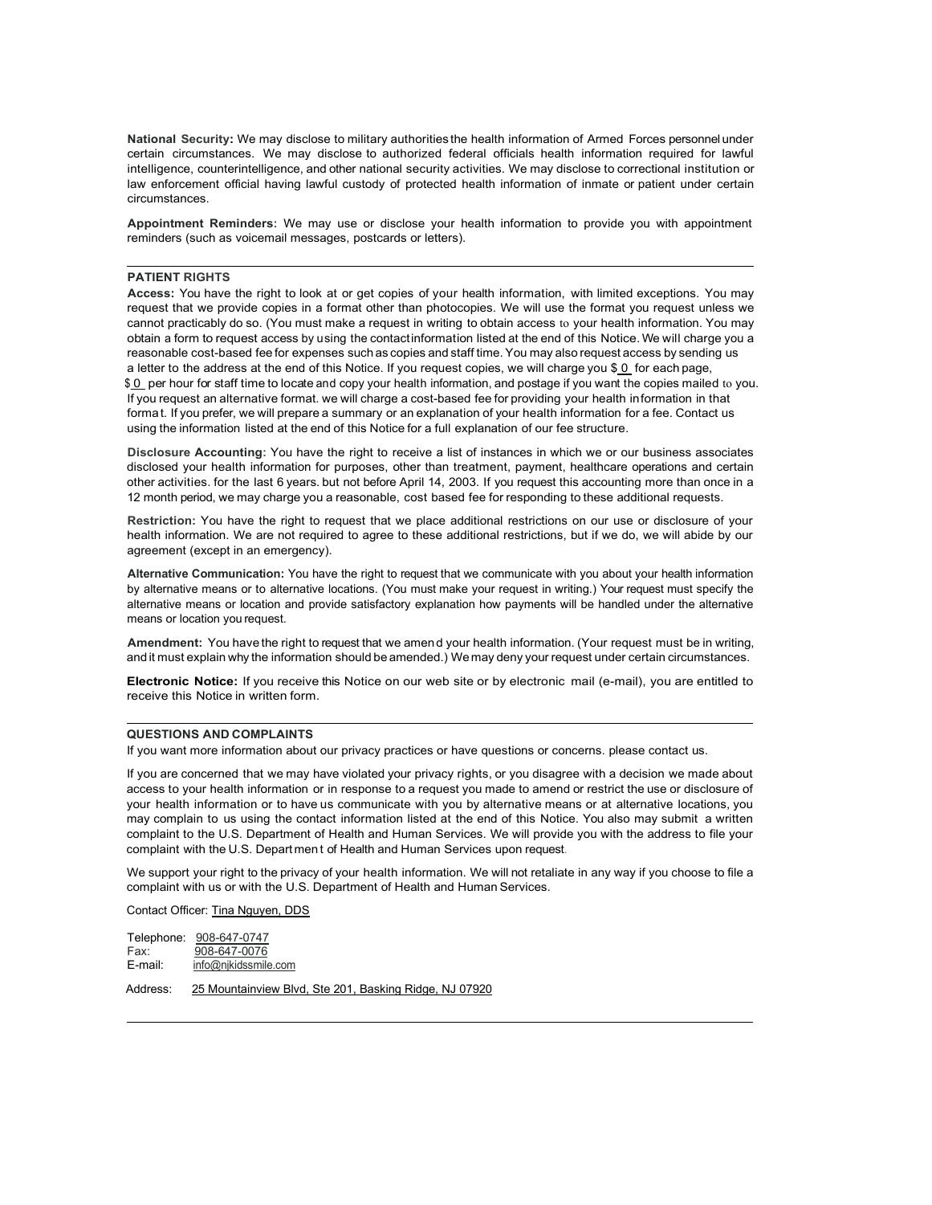**National Security:** We may disclose to military authorities the health information of Armed Forces personnel under certain circumstances. We may disclose to authorized federal officials health information required for lawful intelligence, counterintelligence, and other national security activities. We may disclose to correctional institution or law enforcement official having lawful custody of protected health information of inmate or patient under certain circumstances.

**Appointment Reminders:** We may use or disclose your health information to provide you with appointment reminders (such as voicemail messages, postcards or letters).

---

**PATIENT RIGHTS**

**Access:** You have the right to look at or get copies of your health information, with limited exceptions. You may request that we provide copies in a format other than photocopies. We will use the format you request unless we cannot practicably do so. (You must make a request in writing to obtain access to your health information. You may obtain a form to request access by using the contact information listed at the end of this Notice. We will charge you a reasonable cost-based fee for expenses such as copies and staff time. You may also request access by sending us a letter to the address at the end of this Notice. If you request copies, we will charge you $ 0 for each page, $ 0 per hour for staff time to locate and copy your health information, and postage if you want the copies mailed to you. If you request an alternative format. we will charge a cost-based fee for providing your health information in that format. If you prefer, we will prepare a summary or an explanation of your health information for a fee. Contact us using the information listed at the end of this Notice for a full explanation of our fee structure.

**Disclosure Accounting:** You have the right to receive a list of instances in which we or our business associates disclosed your health information for purposes, other than treatment, payment, healthcare operations and certain other activities. for the last 6 years. but not before April 14, 2003. If you request this accounting more than once in a 12 month period, we may charge you a reasonable, cost based fee for responding to these additional requests.

**Restriction:** You have the right to request that we place additional restrictions on our use or disclosure of your health information. We are not required to agree to these additional restrictions, but if we do, we will abide by our agreement (except in an emergency).

**Alternative Communication:** You have the right to request that we communicate with you about your health information by alternative means or to alternative locations. (You must make your request in writing.) Your request must specify the alternative means or location and provide satisfactory explanation how payments will be handled under the alternative means or location you request.

**Amendment:** You have the right to request that we amend your health information. (Your request must be in writing, and it must explain why the information should be amended.) We may deny your request under certain circumstances.

**Electronic Notice:** If you receive this Notice on our web site or by electronic mail (e-mail), you are entitled to receive this Notice in written form.

---

**QUESTIONS AND COMPLAINTS**

If you want more information about our privacy practices or have questions or concerns. please contact us.

If you are concerned that we may have violated your privacy rights, or you disagree with a decision we made about access to your health information or in response to a request you made to amend or restrict the use or disclosure of your health information or to have us communicate with you by alternative means or at alternative locations, you may complain to us using the contact information listed at the end of this Notice. You also may submit a written complaint to the U.S. Department of Health and Human Services. We will provide you with the address to file your complaint with the U.S. Department of Health and Human Services upon request.

We support your right to the privacy of your health information. We will not retaliate in any way if you choose to file a complaint with us or with the U.S. Department of Health and Human Services.

Contact Officer: Tina Nguyen, DDS

Telephone: 908-647-0747
Fax: 908-647-0076
E-mail: info@njkidssmile.com

Address: 25 Mountainview Blvd, Ste 201, Basking Ridge, NJ 07920

---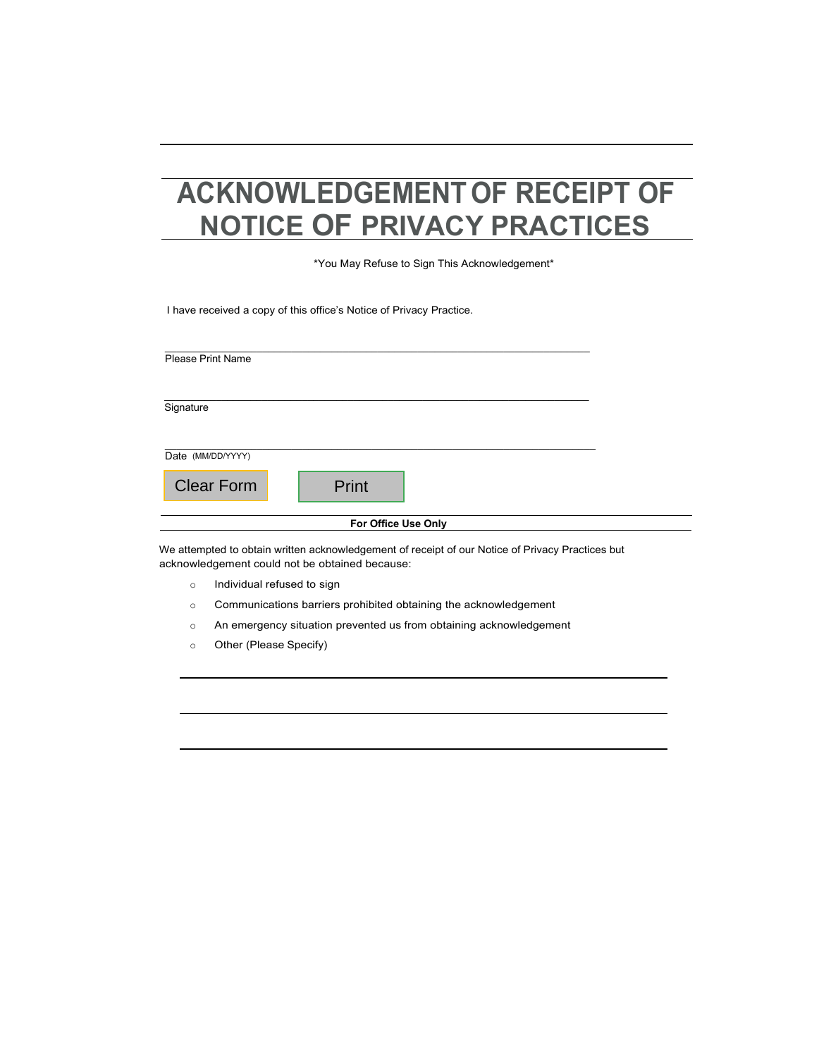# ACKNOWLEDGEMENT OF RECEIPT OF NOTICE OF PRIVACY PRACTICES

*You May Refuse to Sign This Acknowledgement*

I have received a copy of this office's Notice of Privacy Practice.

\_\_\_\_\_\_\_\_\_\_\_\_\_\_\_\_\_\_\_\_\_\_\_\_\_\_\_\_\_\_\_\_\_\_\_\_\_\_\_\_\_\_\_\_\_\_\_\_

Please Print Name

\_\_\_\_\_\_\_\_\_\_\_\_\_\_\_\_\_\_\_\_\_\_\_\_\_\_\_\_\_\_\_\_\_\_\_\_\_\_\_\_\_\_\_\_\_\_\_\_

Signature

\_\_\_\_\_\_\_\_\_\_\_\_\_\_\_\_\_\_\_\_\_\_\_\_\_\_\_\_\_\_\_\_\_\_\_\_\_\_\_\_\_\_\_\_\_\_\_\_

Date (MM/DD/YYYY)

Clear Form    Print

**For Office Use Only**

We attempted to obtain written acknowledgement of receipt of our Notice of Privacy Practices but acknowledgement could not be obtained because:

- Individual refused to sign
- Communications barriers prohibited obtaining the acknowledgement
- An emergency situation prevented us from obtaining acknowledgement
- Other (Please Specify)

\_\_\_\_\_\_\_\_\_\_\_\_\_\_\_\_\_\_\_\_\_\_\_\_\_\_\_\_\_\_\_\_\_\_\_\_\_\_\_\_\_\_\_\_\_\_\_\_

\_\_\_\_\_\_\_\_\_\_\_\_\_\_\_\_\_\_\_\_\_\_\_\_\_\_\_\_\_\_\_\_\_\_\_\_\_\_\_\_\_\_\_\_\_\_\_\_

\_\_\_\_\_\_\_\_\_\_\_\_\_\_\_\_\_\_\_\_\_\_\_\_\_\_\_\_\_\_\_\_\_\_\_\_\_\_\_\_\_\_\_\_\_\_\_\_